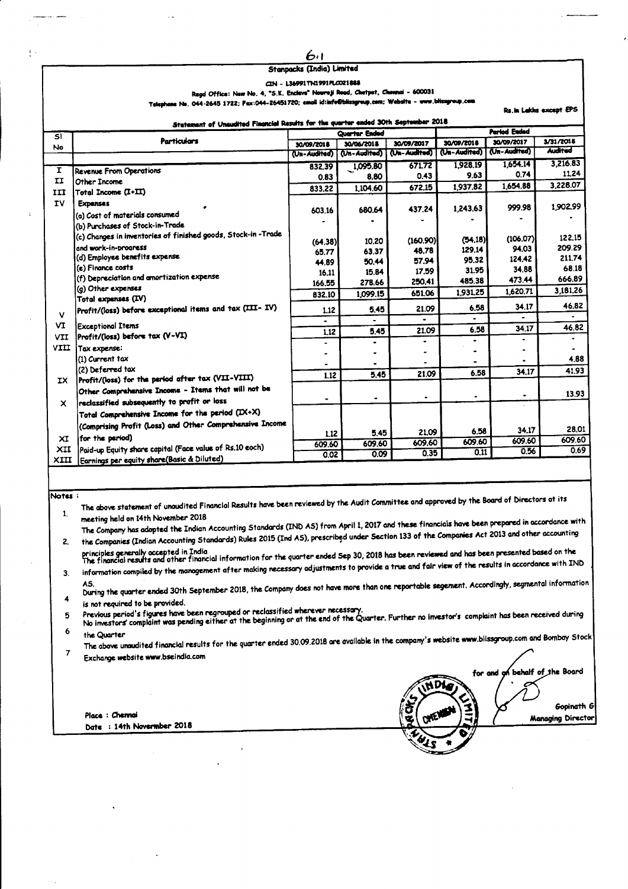6.1

**Stanpacks (India) Limited**

CIN - L36991TN1991PLC021888

Regd Office: New No. 4, "S.K. Enclave" Nowroji Road, Chetpet, Chennai - 600031

Telephone No. 044-2645 1722; Fax:044-26451720; email id:info@blissgroup.com; Website - www.blissgroup.com

Rs.in Lakhs except EPS

**Statement of Unaudited Financial Results for the quarter ended 30th September 2018**

| Sl No | Particulars | Quarter Ended | | | Period Ended | | |
|---|---|---|---|---|---|---|---|
| | | 30/09/2018 | 30/06/2018 | 30/09/2017 | 30/09/2018 | 30/09/2017 | 3/31/2018 |
| | | (Un-Audited) | (Un-Audited) | (Un-Audited) | (Un-Audited) | (Un-Audited) | Audited |
| I | Revenue From Operations | 832.39 | 1,095.80 | 671.72 | 1,928.19 | 1,654.14 | 3,216.83 |
| II | Other Income | 0.83 | 8.80 | 0.43 | 9.63 | 0.74 | 11.24 |
| III | Total Income (I+II) | 833.22 | 1,104.60 | 672.15 | 1,937.82 | 1,654.88 | 3,228.07 |
| IV | Expenses | | | | | | |
| | (a) Cost of materials consumed | 603.16 | 680.64 | 437.24 | 1,243.63 | 999.98 | 1,902.99 |
| | (b) Purchases of Stock-in-Trade | - | - | - | - | - | - |
| | (c) Changes in inventories of finished goods, Stock-in -Trade and work-in-progress | (64.38) | 10.20 | (160.90) | (54.18) | (106.07) | 122.15 |
| | (d) Employee benefits expense | 65.77 | 63.37 | 48.78 | 129.14 | 94.03 | 209.29 |
| | (e) Finance costs | 44.89 | 50.44 | 57.94 | 95.32 | 124.42 | 211.74 |
| | (f) Depreciation and amortization expense | 16.11 | 15.84 | 17.59 | 31.95 | 34.88 | 68.18 |
| | (g) Other expenses | 166.55 | 278.66 | 250.41 | 485.38 | 473.44 | 666.89 |
| | Total expenses (IV) | 832.10 | 1,099.15 | 651.06 | 1,931.25 | 1,620.71 | 3,181.26 |
| V | Profit/(loss) before exceptional items and tax (III- IV) | 1.12 | 5.45 | 21.09 | 6.58 | 34.17 | 46.82 |
| VI | Exceptional Items | - | - | - | - | - | - |
| VII | Profit/(loss) before tax (V-VI) | 1.12 | 5.45 | 21.09 | 6.58 | 34.17 | 46.82 |
| VIII | Tax expense: | - | - | - | - | - | - |
| | (1) Current tax | - | - | - | - | - | - |
| | (2) Deferred tax | - | - | - | - | - | 4.88 |
| IX | Profit/(loss) for the period after tax (VII-VIII) | 1.12 | 5.45 | 21.09 | 6.58 | 34.17 | 41.93 |
| X | Other Comprehensive Income - Items that will not be reclassified subsequently to profit or loss | - | - | - | - | - | 13.93 |
| XI | Total Comprehensive Income for the period (IX+X) (Comprising Profit (Loss) and Other Comprehensive Income for the period) | 1.12 | 5.45 | 21.09 | 6.58 | 34.17 | 28.01 |
| XII | Paid-up Equity share capital (Face value of Rs.10 each) | 609.60 | 609.60 | 609.60 | 609.60 | 609.60 | 609.60 |
| XIII | Earnings per equity share(Basic & Diluted) | 0.02 | 0.09 | 0.35 | 0.11 | 0.56 | 0.69 |

**Notes :**

1. The above statement of unaudited Financial Results have been reviewed by the Audit Committee and approved by the Board of Directors at its meeting held on 14th November 2018
2. The Company has adopted the Indian Accounting Standards (IND AS) from April 1, 2017 and these financials have been prepared in accordance with the Companies (Indian Accounting Standards) Rules 2015 (Ind AS), prescribed under Section 133 of the Companies Act 2013 and other accounting principles generally accepted in India
3. The financial results and other financial information for the quarter ended Sep 30, 2018 has been reviewed and has been presented based on the information compiled by the management after making necessary adjustments to provide a true and fair view of the results in accordance with IND AS.
4. During the quarter ended 30th September 2018, the Company does not have more than one reportable segement. Accordingly, segmental information is not required to be provided.
5. Previous period's figures have been regrouped or reclassified wherever necessary.
6. No investors' complaint was pending either at the beginning or at the end of the Quarter. Further no investor's complaint has been received during the Quarter
7. The above unaudited financial results for the quarter ended 30.09.2018 are available in the company's website www.blissgroup.com and Bombay Stock Exchange website www.bseindia.com

for and on behalf of the Board

Gopinath G
Managing Director

Place : Chennai
Date : 14th November 2018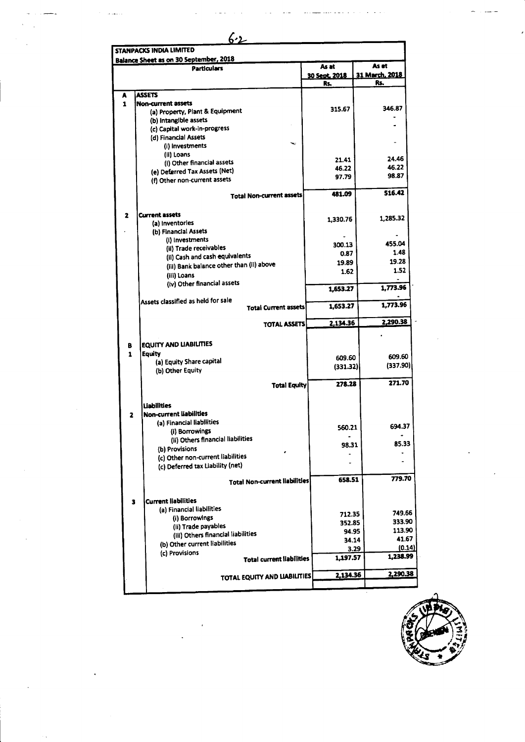6-2

**STANPACKS INDIA LIMITED**

**Balance Sheet as on 30 September, 2018**

| | Particulars | As at 30 Sept, 2018 Rs. | As at 31 March, 2018 Rs. |
|---|---|---|---|
| **A** | **ASSETS** | | |
| **1** | **Non-current assets** | | |
| | (a) Property, Plant & Equipment | 315.67 | 346.87 |
| | (b) Intangible assets | | - |
| | (c) Capital work-in-progress | | - |
| | (d) Financial Assets | | |
| | (i) Investments | | - |
| | (ii) Loans | | |
| | (i) Other financial assets | 21.41 | 24.46 |
| | (e) Deferred Tax Assets (Net) | 46.22 | 46.22 |
| | (f) Other non-current assets | 97.79 | 98.87 |
| | **Total Non-current assets** | **481.09** | **516.42** |
| **2** | **Current assets** | | |
| | (a) Inventories | 1,330.76 | 1,285.32 |
| | (b) Financial Assets | | |
| | (i) Investments | - | - |
| | (ii) Trade receivables | 300.13 | 455.04 |
| | (ii) Cash and cash equivalents | 0.87 | 1.48 |
| | (iii) Bank balance other than (ii) above | 19.89 | 19.28 |
| | (iii) Loans | 1.62 | 1.52 |
| | (iv) Other financial assets | | - |
| | | 1,653.27 | 1,773.96 |
| | Assets classified as held for sale | | - |
| | **Total Current assets** | **1,653.27** | **1,773.96** |
| | **TOTAL ASSETS** | **2,134.36** | **2,290.38** |
| **B** | **EQUITY AND LIABILITIES** | | |
| **1** | **Equity** | | |
| | (a) Equity Share capital | 609.60 | 609.60 |
| | (b) Other Equity | (331.32) | (337.90) |
| | **Total Equity** | **278.28** | **271.70** |
| | **Liabilities** | | |
| **2** | **Non-current liabilities** | | |
| | (a) Financial liabilities | | |
| | (i) Borrowings | 560.21 | 694.37 |
| | (ii) Others financial liabilities | - | - |
| | (b) Provisions | 98.31 | 85.33 |
| | (c) Other non-current liabilities | - | - |
| | (c) Deferred tax Liability (net) | - | - |
| | **Total Non-current liabilities** | **658.51** | **779.70** |
| **3** | **Current liabilities** | | |
| | (a) Financial liabilities | | |
| | (i) Borrowings | 712.35 | 749.66 |
| | (ii) Trade payables | 352.85 | 333.90 |
| | (iii) Others financial liabilities | 94.95 | 113.90 |
| | (b) Other current liabilities | 34.14 | 41.67 |
| | (c) Provisions | 3.29 | (0.14) |
| | **Total current liabilities** | **1,197.57** | **1,238.99** |
| | **TOTAL EQUITY AND LIABILITIES** | **2,134.36** | **2,290.38** |